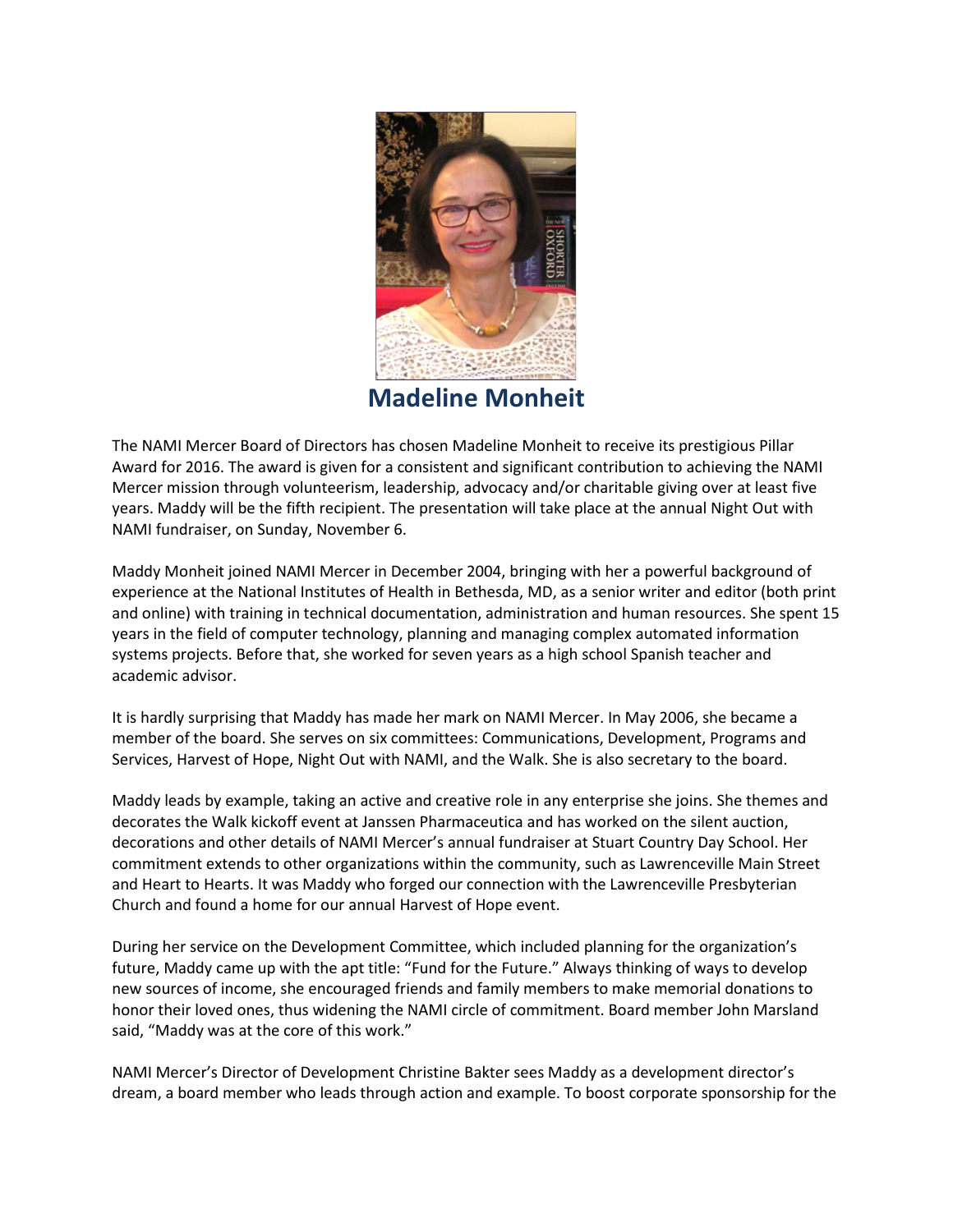# Madeline Monheit

The NAMI Mercer Board of Directors has chosen Madeline Monheit to receive its prestigious Pillar Award for 2016. The award is given for a consistent and significant contribution to achieving the NAMI Mercer mission through volunteerism, leadership, advocacy and/or charitable giving over at least five years. Maddy will be the fifth recipient. The presentation will take place at the annual Night Out with NAMI fundraiser, on Sunday, November 6.

Maddy Monheit joined NAMI Mercer in December 2004, bringing with her a powerful background of experience at the National Institutes of Health in Bethesda, MD, as a senior writer and editor (both print and online) with training in technical documentation, administration and human resources. She spent 15 years in the field of computer technology, planning and managing complex automated information systems projects. Before that, she worked for seven years as a high school Spanish teacher and academic advisor.

It is hardly surprising that Maddy has made her mark on NAMI Mercer. In May 2006, she became a member of the board. She serves on six committees: Communications, Development, Programs and Services, Harvest of Hope, Night Out with NAMI, and the Walk. She is also secretary to the board.

Maddy leads by example, taking an active and creative role in any enterprise she joins. She themes and decorates the Walk kickoff event at Janssen Pharmaceutica and has worked on the silent auction, decorations and other details of NAMI Mercer's annual fundraiser at Stuart Country Day School. Her commitment extends to other organizations within the community, such as Lawrenceville Main Street and Heart to Hearts. It was Maddy who forged our connection with the Lawrenceville Presbyterian Church and found a home for our annual Harvest of Hope event.

During her service on the Development Committee, which included planning for the organization's future, Maddy came up with the apt title: "Fund for the Future." Always thinking of ways to develop new sources of income, she encouraged friends and family members to make memorial donations to honor their loved ones, thus widening the NAMI circle of commitment. Board member John Marsland said, "Maddy was at the core of this work."

NAMI Mercer's Director of Development Christine Bakter sees Maddy as a development director's dream, a board member who leads through action and example. To boost corporate sponsorship for the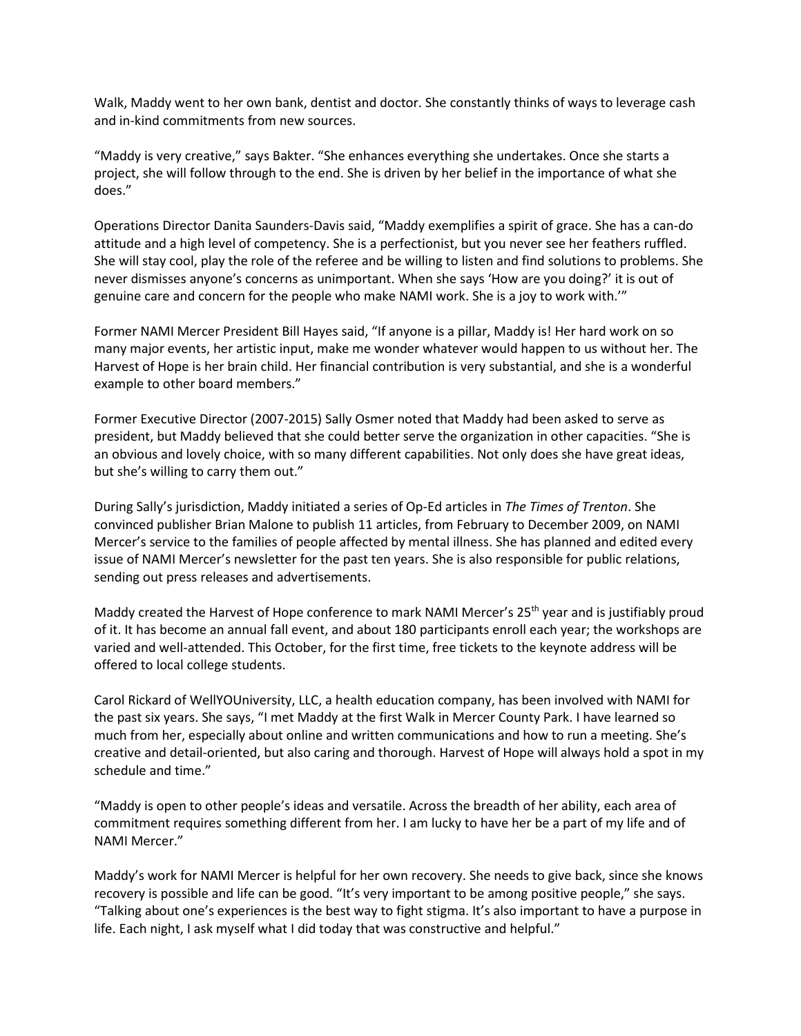Walk, Maddy went to her own bank, dentist and doctor. She constantly thinks of ways to leverage cash and in-kind commitments from new sources.

"Maddy is very creative," says Bakter. "She enhances everything she undertakes. Once she starts a project, she will follow through to the end. She is driven by her belief in the importance of what she does."

Operations Director Danita Saunders-Davis said, "Maddy exemplifies a spirit of grace. She has a can-do attitude and a high level of competency. She is a perfectionist, but you never see her feathers ruffled. She will stay cool, play the role of the referee and be willing to listen and find solutions to problems. She never dismisses anyone's concerns as unimportant. When she says 'How are you doing?' it is out of genuine care and concern for the people who make NAMI work. She is a joy to work with.'"

Former NAMI Mercer President Bill Hayes said, "If anyone is a pillar, Maddy is! Her hard work on so many major events, her artistic input, make me wonder whatever would happen to us without her. The Harvest of Hope is her brain child. Her financial contribution is very substantial, and she is a wonderful example to other board members."

Former Executive Director (2007-2015) Sally Osmer noted that Maddy had been asked to serve as president, but Maddy believed that she could better serve the organization in other capacities. "She is an obvious and lovely choice, with so many different capabilities. Not only does she have great ideas, but she's willing to carry them out."

During Sally's jurisdiction, Maddy initiated a series of Op-Ed articles in *The Times of Trenton*. She convinced publisher Brian Malone to publish 11 articles, from February to December 2009, on NAMI Mercer's service to the families of people affected by mental illness. She has planned and edited every issue of NAMI Mercer's newsletter for the past ten years. She is also responsible for public relations, sending out press releases and advertisements.

Maddy created the Harvest of Hope conference to mark NAMI Mercer's 25th year and is justifiably proud of it. It has become an annual fall event, and about 180 participants enroll each year; the workshops are varied and well-attended. This October, for the first time, free tickets to the keynote address will be offered to local college students.

Carol Rickard of WellYOUniversity, LLC, a health education company, has been involved with NAMI for the past six years. She says, "I met Maddy at the first Walk in Mercer County Park. I have learned so much from her, especially about online and written communications and how to run a meeting. She's creative and detail-oriented, but also caring and thorough. Harvest of Hope will always hold a spot in my schedule and time."

"Maddy is open to other people's ideas and versatile. Across the breadth of her ability, each area of commitment requires something different from her. I am lucky to have her be a part of my life and of NAMI Mercer."

Maddy's work for NAMI Mercer is helpful for her own recovery. She needs to give back, since she knows recovery is possible and life can be good. "It's very important to be among positive people," she says. "Talking about one's experiences is the best way to fight stigma. It's also important to have a purpose in life. Each night, I ask myself what I did today that was constructive and helpful."